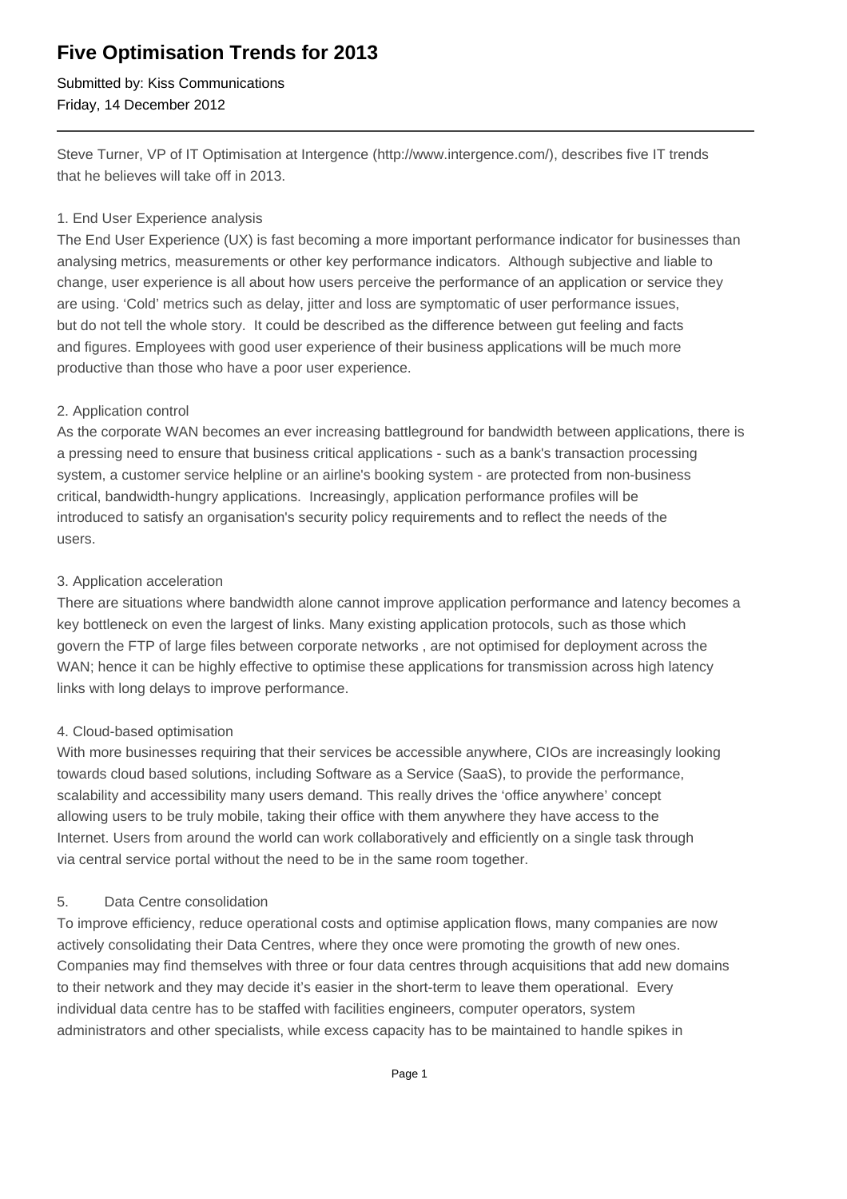# Five Optimisation Trends for 2013

Submitted by: Kiss Communications
Friday, 14 December 2012

---

Steve Turner, VP of IT Optimisation at Intergence (http://www.intergence.com/), describes five IT trends that he believes will take off in 2013.

1. End User Experience analysis

The End User Experience (UX) is fast becoming a more important performance indicator for businesses than analysing metrics, measurements or other key performance indicators. Although subjective and liable to change, user experience is all about how users perceive the performance of an application or service they are using. 'Cold' metrics such as delay, jitter and loss are symptomatic of user performance issues, but do not tell the whole story. It could be described as the difference between gut feeling and facts and figures. Employees with good user experience of their business applications will be much more productive than those who have a poor user experience.

2. Application control

As the corporate WAN becomes an ever increasing battleground for bandwidth between applications, there is a pressing need to ensure that business critical applications - such as a bank's transaction processing system, a customer service helpline or an airline's booking system - are protected from non-business critical, bandwidth-hungry applications. Increasingly, application performance profiles will be introduced to satisfy an organisation's security policy requirements and to reflect the needs of the users.

3. Application acceleration

There are situations where bandwidth alone cannot improve application performance and latency becomes a key bottleneck on even the largest of links. Many existing application protocols, such as those which govern the FTP of large files between corporate networks , are not optimised for deployment across the WAN; hence it can be highly effective to optimise these applications for transmission across high latency links with long delays to improve performance.

4. Cloud-based optimisation

With more businesses requiring that their services be accessible anywhere, CIOs are increasingly looking towards cloud based solutions, including Software as a Service (SaaS), to provide the performance, scalability and accessibility many users demand. This really drives the 'office anywhere' concept allowing users to be truly mobile, taking their office with them anywhere they have access to the Internet. Users from around the world can work collaboratively and efficiently on a single task through via central service portal without the need to be in the same room together.

5. Data Centre consolidation

To improve efficiency, reduce operational costs and optimise application flows, many companies are now actively consolidating their Data Centres, where they once were promoting the growth of new ones. Companies may find themselves with three or four data centres through acquisitions that add new domains to their network and they may decide it's easier in the short-term to leave them operational. Every individual data centre has to be staffed with facilities engineers, computer operators, system administrators and other specialists, while excess capacity has to be maintained to handle spikes in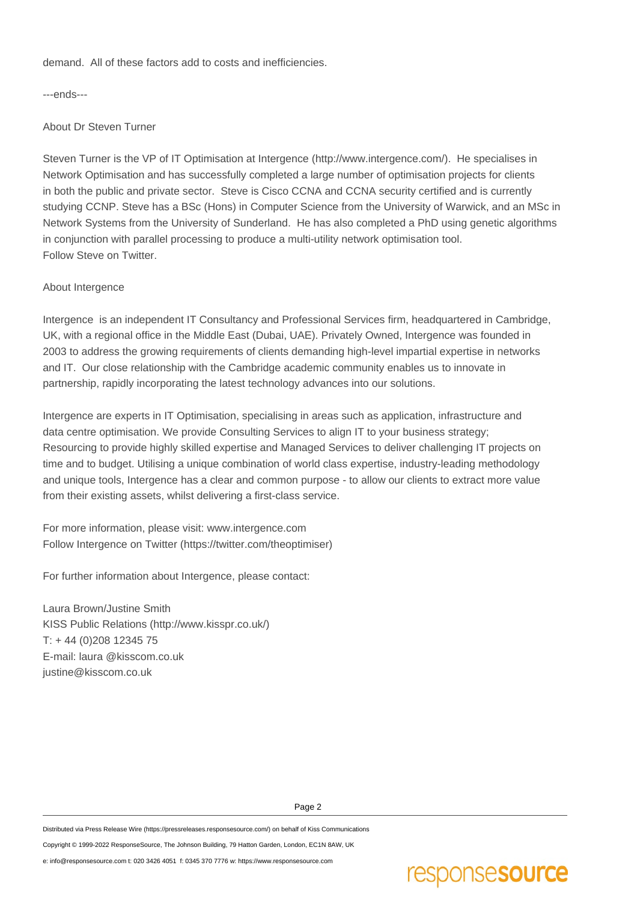demand. All of these factors add to costs and inefficiencies.

---ends---

About Dr Steven Turner

Steven Turner is the VP of IT Optimisation at Intergence (http://www.intergence.com/). He specialises in Network Optimisation and has successfully completed a large number of optimisation projects for clients in both the public and private sector. Steve is Cisco CCNA and CCNA security certified and is currently studying CCNP. Steve has a BSc (Hons) in Computer Science from the University of Warwick, and an MSc in Network Systems from the University of Sunderland. He has also completed a PhD using genetic algorithms in conjunction with parallel processing to produce a multi-utility network optimisation tool.
Follow Steve on Twitter.

About Intergence

Intergence is an independent IT Consultancy and Professional Services firm, headquartered in Cambridge, UK, with a regional office in the Middle East (Dubai, UAE). Privately Owned, Intergence was founded in 2003 to address the growing requirements of clients demanding high-level impartial expertise in networks and IT. Our close relationship with the Cambridge academic community enables us to innovate in partnership, rapidly incorporating the latest technology advances into our solutions.

Intergence are experts in IT Optimisation, specialising in areas such as application, infrastructure and data centre optimisation. We provide Consulting Services to align IT to your business strategy; Resourcing to provide highly skilled expertise and Managed Services to deliver challenging IT projects on time and to budget. Utilising a unique combination of world class expertise, industry-leading methodology and unique tools, Intergence has a clear and common purpose - to allow our clients to extract more value from their existing assets, whilst delivering a first-class service.

For more information, please visit: www.intergence.com
Follow Intergence on Twitter (https://twitter.com/theoptimiser)

For further information about Intergence, please contact:

Laura Brown/Justine Smith
KISS Public Relations (http://www.kisspr.co.uk/)
T: + 44 (0)208 12345 75
E-mail: laura @kisscom.co.uk
justine@kisscom.co.uk

Distributed via Press Release Wire (https://pressreleases.responsesource.com/) on behalf of Kiss Communications

Copyright © 1999-2022 ResponseSource, The Johnson Building, 79 Hatton Garden, London, EC1N 8AW, UK

e: info@responsesource.com t: 020 3426 4051 f: 0345 370 7776 w: https://www.responsesource.com

responsesource